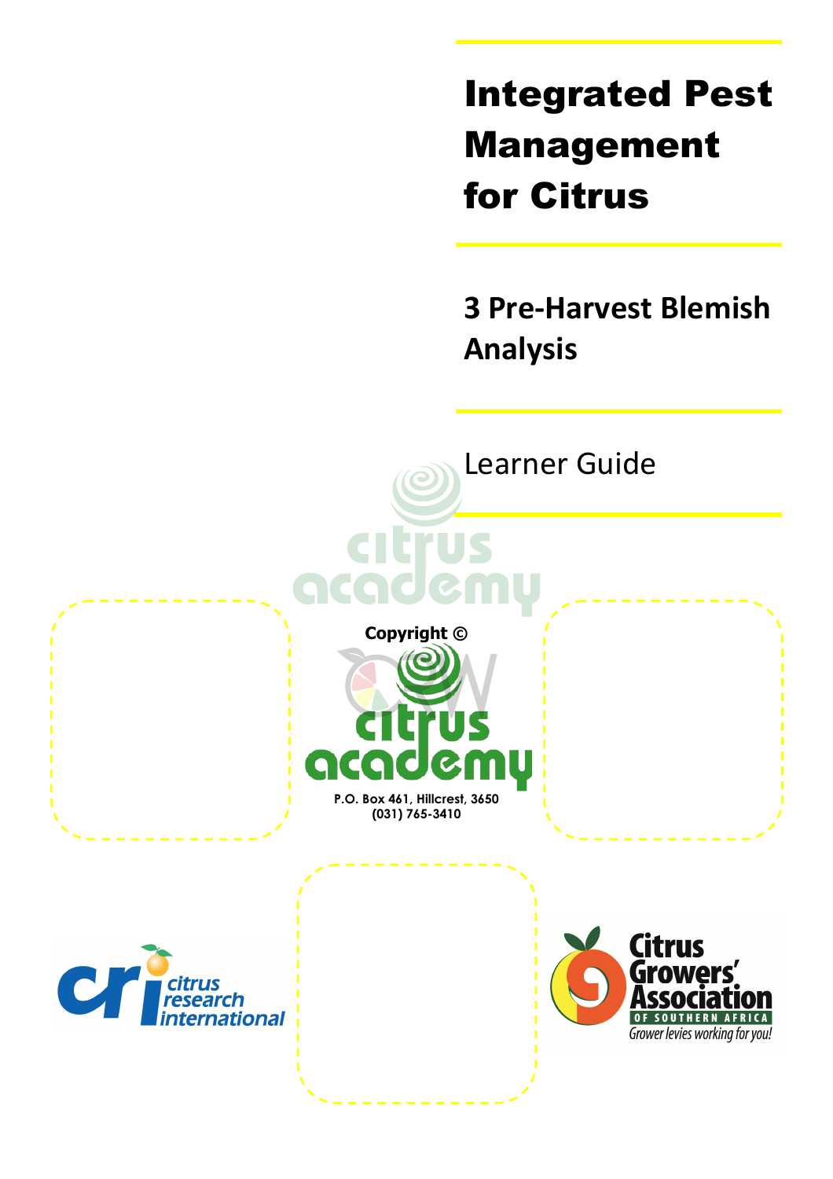# Integrated Pest Management for Citrus

## 3 Pre-Harvest Blemish Analysis

Learner Guide

Copyright ©

P.O. Box 461, Hillcrest, 3650
(031) 765-3410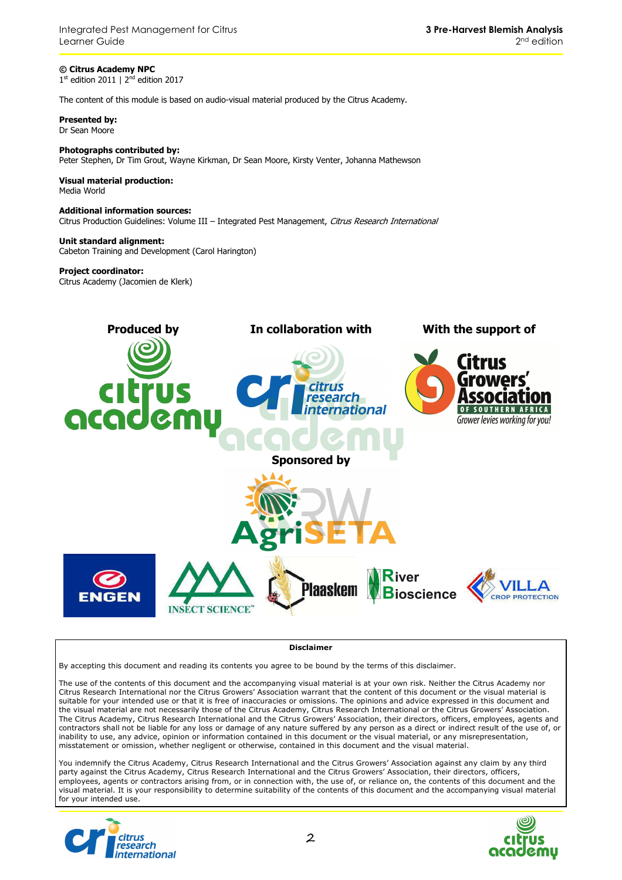**© Citrus Academy NPC**
1st edition 2011 | 2nd edition 2017

The content of this module is based on audio-visual material produced by the Citrus Academy.

**Presented by:**
Dr Sean Moore

**Photographs contributed by:**
Peter Stephen, Dr Tim Grout, Wayne Kirkman, Dr Sean Moore, Kirsty Venter, Johanna Mathewson

**Visual material production:**
Media World

**Additional information sources:**
Citrus Production Guidelines: Volume III – Integrated Pest Management, *Citrus Research International*

**Unit standard alignment:**
Cabeton Training and Development (Carol Harington)

**Project coordinator:**
Citrus Academy (Jacomien de Klerk)

**Produced by** | **In collaboration with** | **With the support of**

**Sponsored by**

**Disclaimer**

By accepting this document and reading its contents you agree to be bound by the terms of this disclaimer.

The use of the contents of this document and the accompanying visual material is at your own risk. Neither the Citrus Academy nor Citrus Research International nor the Citrus Growers' Association warrant that the content of this document or the visual material is suitable for your intended use or that it is free of inaccuracies or omissions. The opinions and advice expressed in this document and the visual material are not necessarily those of the Citrus Academy, Citrus Research International or the Citrus Growers' Association. The Citrus Academy, Citrus Research International and the Citrus Growers' Association, their directors, officers, employees, agents and contractors shall not be liable for any loss or damage of any nature suffered by any person as a direct or indirect result of the use of, or inability to use, any advice, opinion or information contained in this document or the visual material, or any misrepresentation, misstatement or omission, whether negligent or otherwise, contained in this document and the visual material.

You indemnify the Citrus Academy, Citrus Research International and the Citrus Growers' Association against any claim by any third party against the Citrus Academy, Citrus Research International and the Citrus Growers' Association, their directors, officers, employees, agents or contractors arising from, or in connection with, the use of, or reliance on, the contents of this document and the visual material. It is your responsibility to determine suitability of the contents of this document and the accompanying visual material for your intended use.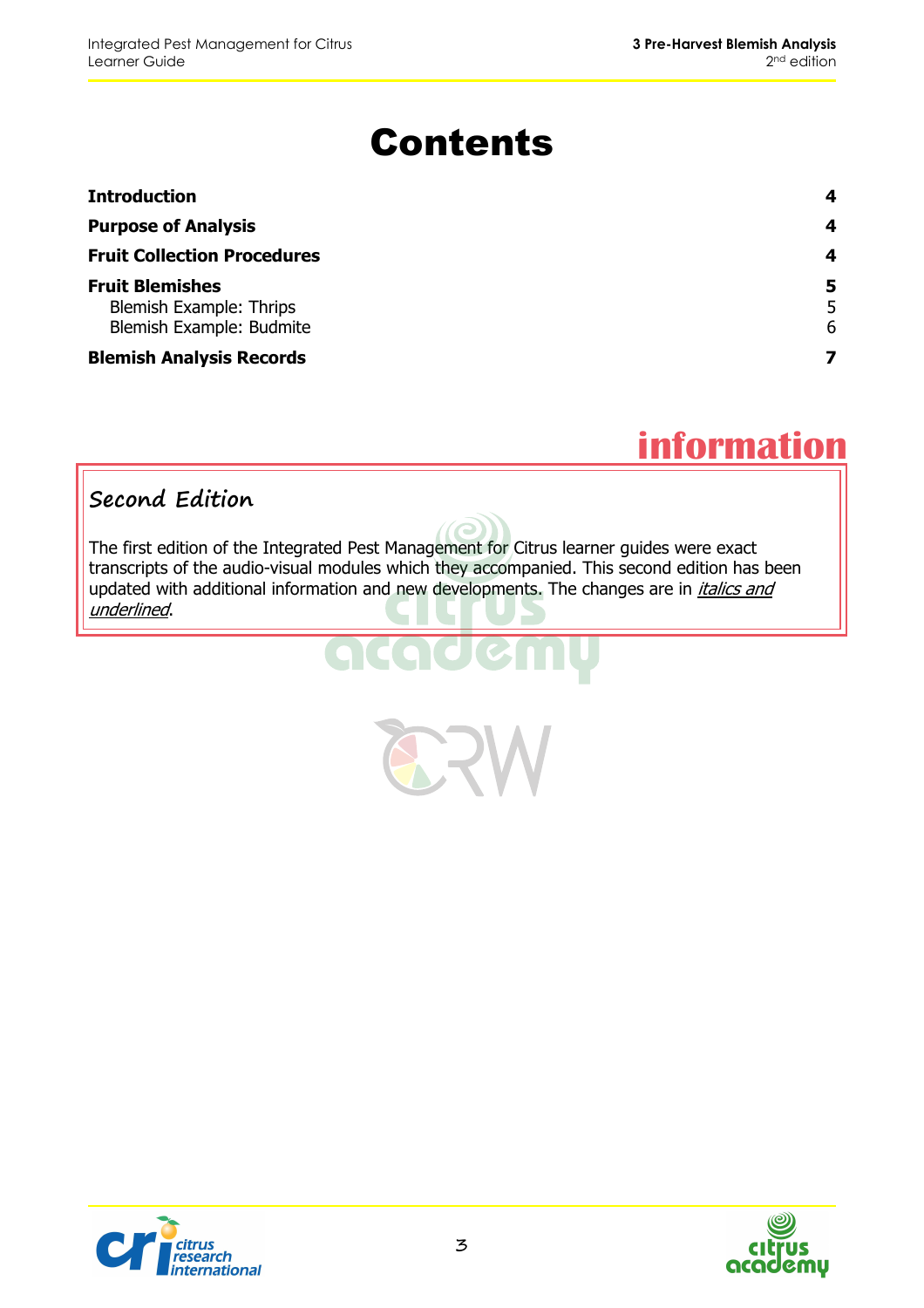# Contents

| | |
|---|---|
| **Introduction** | **4** |
| **Purpose of Analysis** | **4** |
| **Fruit Collection Procedures** | **4** |
| **Fruit Blemishes** | **5** |
| Blemish Example: Thrips | 5 |
| Blemish Example: Budmite | 6 |
| **Blemish Analysis Records** | **7** |

## information

### Second Edition

The first edition of the Integrated Pest Management for Citrus learner guides were exact transcripts of the audio-visual modules which they accompanied. This second edition has been updated with additional information and new developments. The changes are in *<u>italics and underlined</u>*.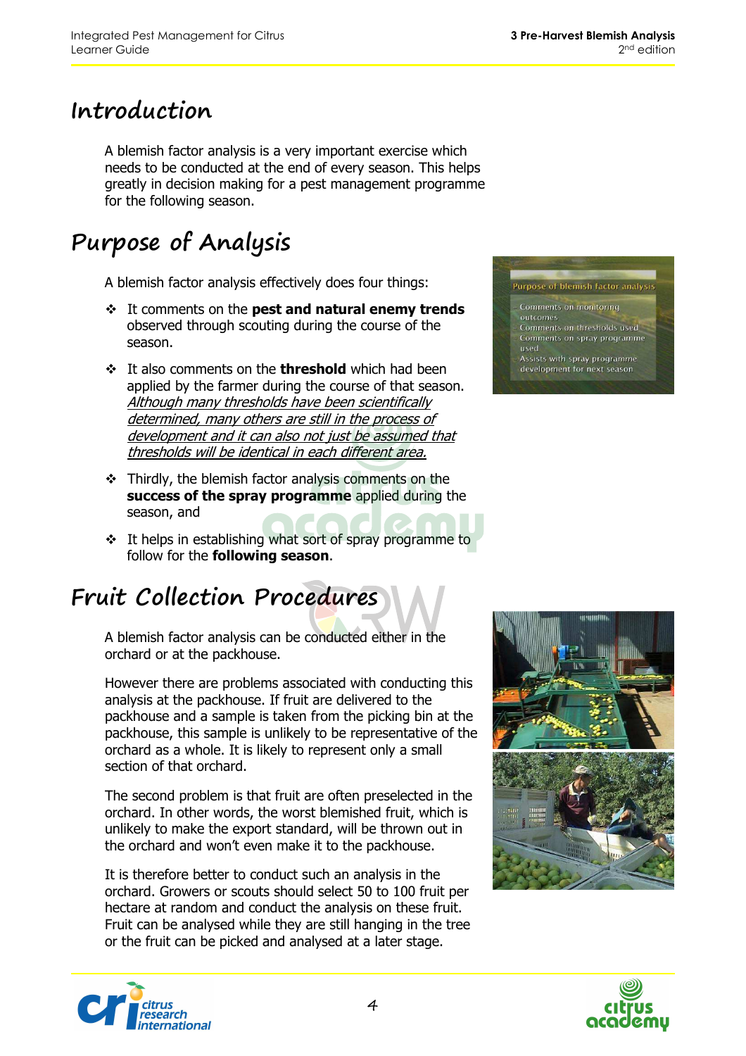# Introduction

A blemish factor analysis is a very important exercise which needs to be conducted at the end of every season. This helps greatly in decision making for a pest management programme for the following season.

# Purpose of Analysis

A blemish factor analysis effectively does four things:

- It comments on the **pest and natural enemy trends** observed through scouting during the course of the season.
- It also comments on the **threshold** which had been applied by the farmer during the course of that season. *Although many thresholds have been scientifically determined, many others are still in the process of development and it can also not just be assumed that thresholds will be identical in each different area.*
- Thirdly, the blemish factor analysis comments on the **success of the spray programme** applied during the season, and
- It helps in establishing what sort of spray programme to follow for the **following season**.

# Fruit Collection Procedures

A blemish factor analysis can be conducted either in the orchard or at the packhouse.

However there are problems associated with conducting this analysis at the packhouse. If fruit are delivered to the packhouse and a sample is taken from the picking bin at the packhouse, this sample is unlikely to be representative of the orchard as a whole. It is likely to represent only a small section of that orchard.

The second problem is that fruit are often preselected in the orchard. In other words, the worst blemished fruit, which is unlikely to make the export standard, will be thrown out in the orchard and won't even make it to the packhouse.

It is therefore better to conduct such an analysis in the orchard. Growers or scouts should select 50 to 100 fruit per hectare at random and conduct the analysis on these fruit. Fruit can be analysed while they are still hanging in the tree or the fruit can be picked and analysed at a later stage.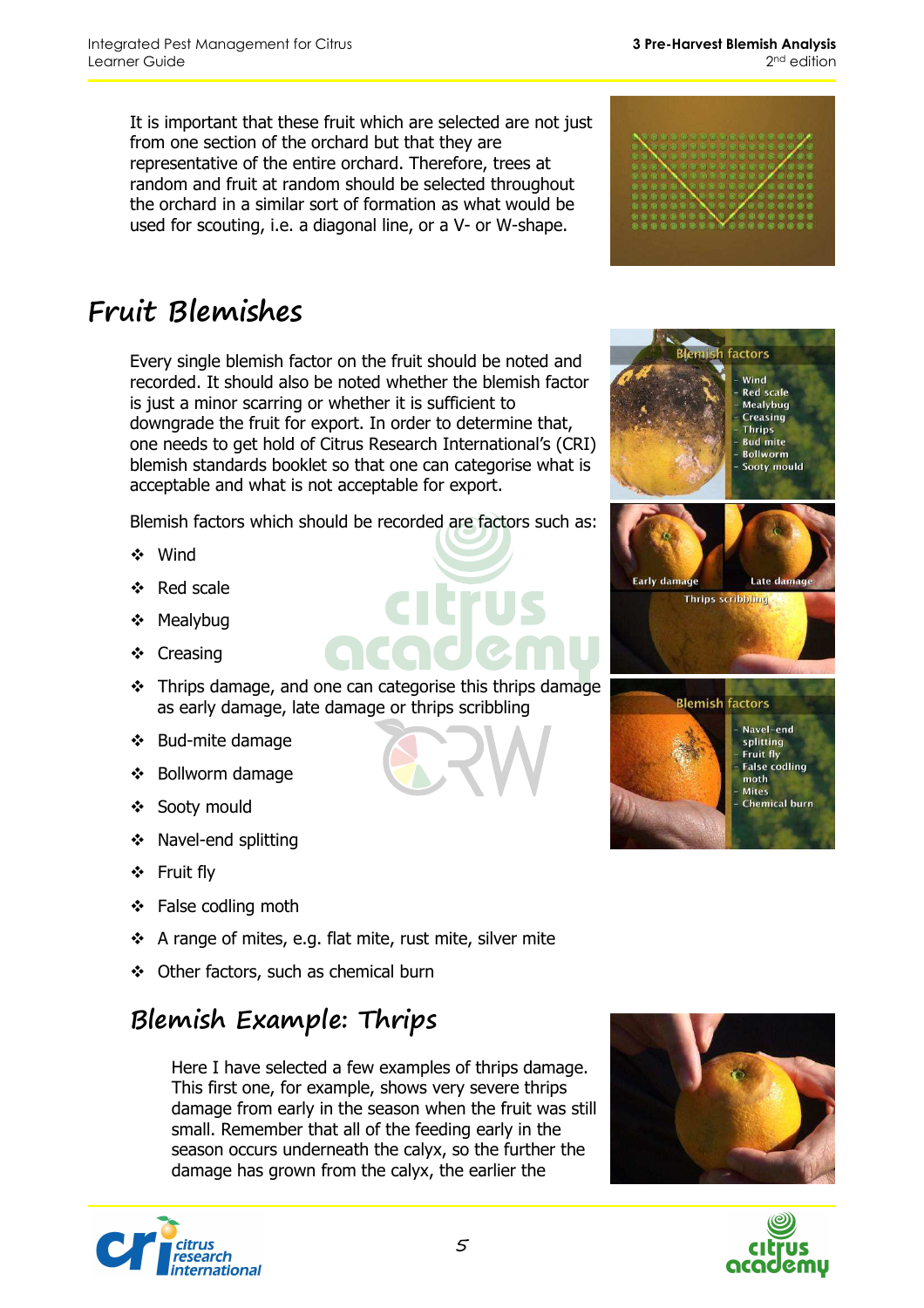It is important that these fruit which are selected are not just from one section of the orchard but that they are representative of the entire orchard. Therefore, trees at random and fruit at random should be selected throughout the orchard in a similar sort of formation as what would be used for scouting, i.e. a diagonal line, or a V- or W-shape.

# Fruit Blemishes

Every single blemish factor on the fruit should be noted and recorded. It should also be noted whether the blemish factor is just a minor scarring or whether it is sufficient to downgrade the fruit for export. In order to determine that, one needs to get hold of Citrus Research International's (CRI) blemish standards booklet so that one can categorise what is acceptable and what is not acceptable for export.

Blemish factors which should be recorded are factors such as:

- Wind
- Red scale
- Mealybug
- Creasing
- Thrips damage, and one can categorise this thrips damage as early damage, late damage or thrips scribbling
- Bud-mite damage
- Bollworm damage
- Sooty mould
- Navel-end splitting
- Fruit fly
- False codling moth
- A range of mites, e.g. flat mite, rust mite, silver mite
- Other factors, such as chemical burn

## Blemish Example: Thrips

Here I have selected a few examples of thrips damage. This first one, for example, shows very severe thrips damage from early in the season when the fruit was still small. Remember that all of the feeding early in the season occurs underneath the calyx, so the further the damage has grown from the calyx, the earlier the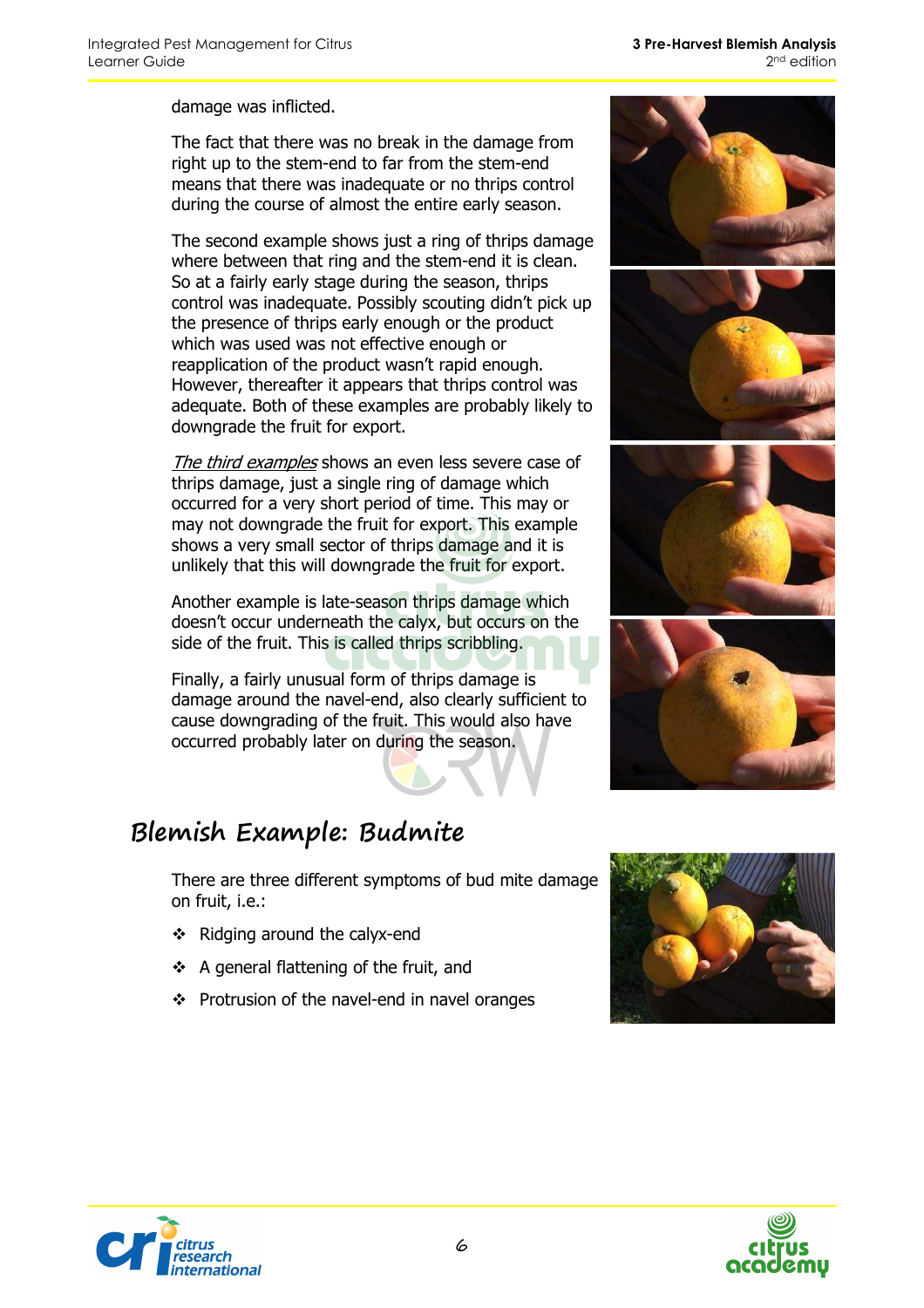damage was inflicted.

The fact that there was no break in the damage from right up to the stem-end to far from the stem-end means that there was inadequate or no thrips control during the course of almost the entire early season.

The second example shows just a ring of thrips damage where between that ring and the stem-end it is clean. So at a fairly early stage during the season, thrips control was inadequate. Possibly scouting didn't pick up the presence of thrips early enough or the product which was used was not effective enough or reapplication of the product wasn't rapid enough. However, thereafter it appears that thrips control was adequate. Both of these examples are probably likely to downgrade the fruit for export.

*The third examples* shows an even less severe case of thrips damage, just a single ring of damage which occurred for a very short period of time. This may or may not downgrade the fruit for export. This example shows a very small sector of thrips damage and it is unlikely that this will downgrade the fruit for export.

Another example is late-season thrips damage which doesn't occur underneath the calyx, but occurs on the side of the fruit. This is called thrips scribbling.

Finally, a fairly unusual form of thrips damage is damage around the navel-end, also clearly sufficient to cause downgrading of the fruit. This would also have occurred probably later on during the season.

## Blemish Example: Budmite

There are three different symptoms of bud mite damage on fruit, i.e.:

- Ridging around the calyx-end
- A general flattening of the fruit, and
- Protrusion of the navel-end in navel oranges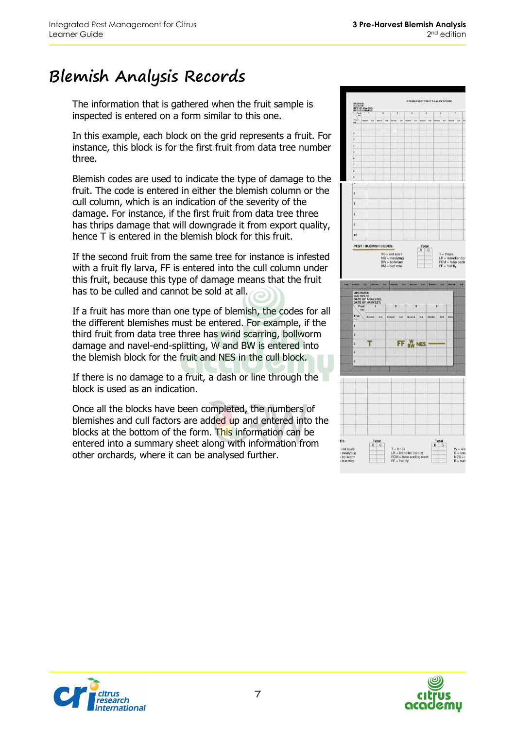# Blemish Analysis Records

The information that is gathered when the fruit sample is inspected is entered on a form similar to this one.

In this example, each block on the grid represents a fruit. For instance, this block is for the first fruit from data tree number three.

Blemish codes are used to indicate the type of damage to the fruit. The code is entered in either the blemish column or the cull column, which is an indication of the severity of the damage. For instance, if the first fruit from data tree three has thrips damage that will downgrade it from export quality, hence T is entered in the blemish block for this fruit.

If the second fruit from the same tree for instance is infested with a fruit fly larva, FF is entered into the cull column under this fruit, because this type of damage means that the fruit has to be culled and cannot be sold at all.

If a fruit has more than one type of blemish, the codes for all the different blemishes must be entered. For example, if the third fruit from data tree three has wind scarring, bollworm damage and navel-end-splitting, W and BW is entered into the blemish block for the fruit and NES in the cull block.

If there is no damage to a fruit, a dash or line through the block is used as an indication.

Once all the blocks have been completed, the numbers of blemishes and cull factors are added up and entered into the blocks at the bottom of the form. This information can be entered into a summary sheet along with information from other orchards, where it can be analysed further.